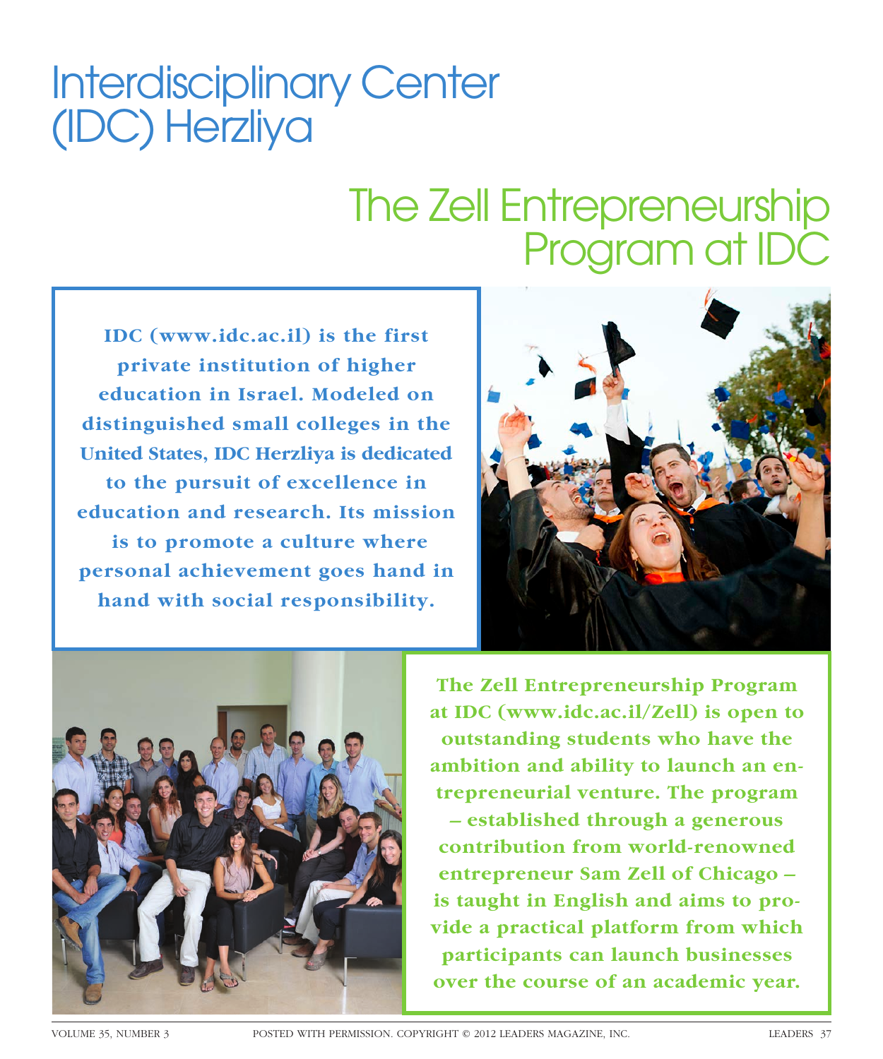# Interdisciplinary Center (IDC) Herzliya

## The Zell Entrepreneurship Program at IDC

**IDC (www.idc.ac.il) is the first private institution of higher education in Israel. Modeled on distinguished small colleges in the United States, IDC Herzliya is dedicated to the pursuit of excellence in education and research. Its mission is to promote a culture where personal achievement goes hand in hand with social responsibility.**

**The Zell Entrepreneurship Program at IDC (www.idc.ac.il/Zell) is open to outstanding students who have the ambition and ability to launch an entrepreneurial venture. The program – established through a generous contribution from world-renowned entrepreneur Sam Zell of Chicago – is taught in English and aims to provide a practical platform from which participants can launch businesses over the course of an academic year.**

POSTED WITH PERMISSION. COPYRIGHT © 2012 LEADERS MAGAZINE, INC.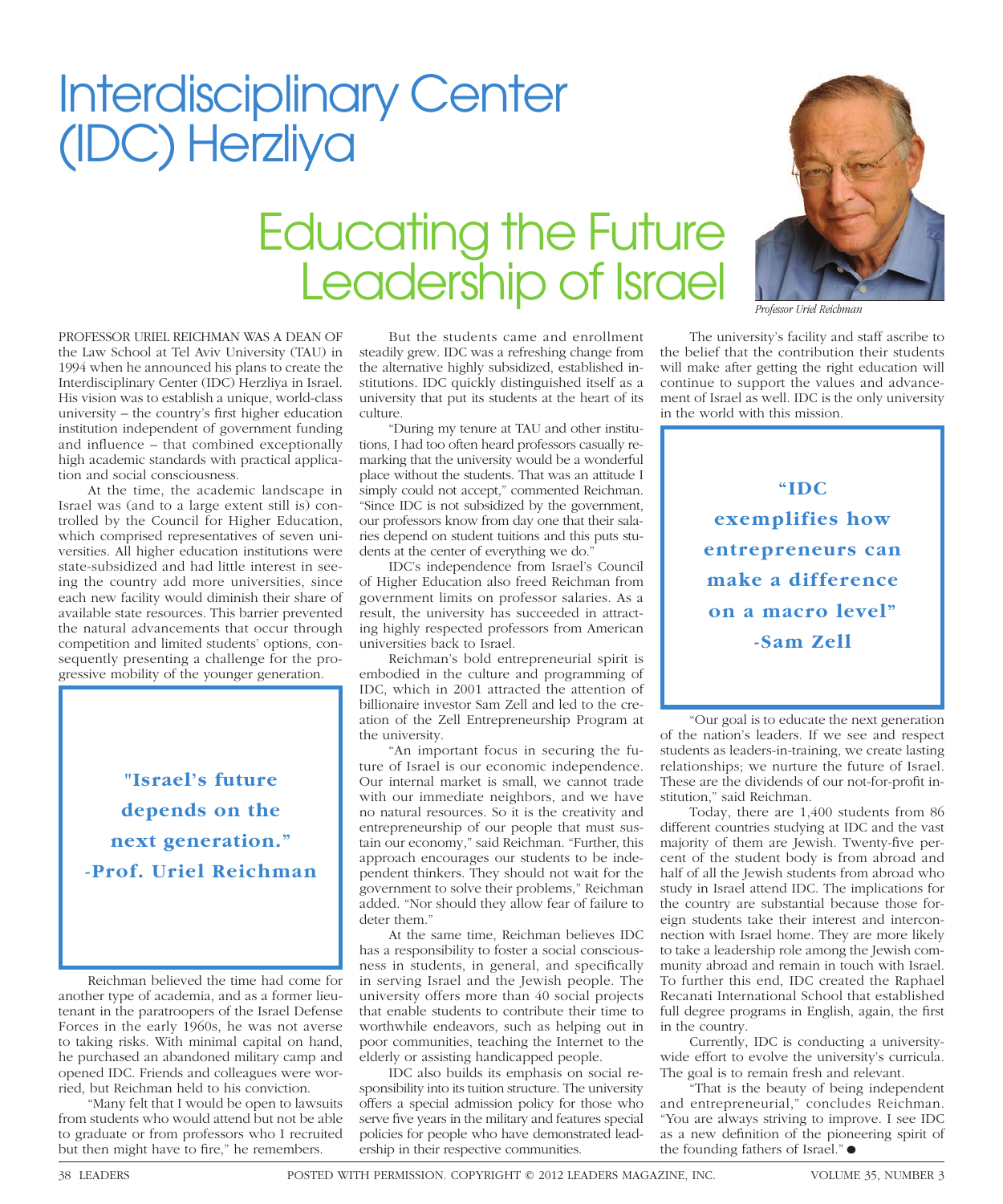# Interdisciplinary Center (IDC) Herzliya

## Educating the Future Leadership of Israel

*Professor Uriel Reichman*

PROFESSOR URIEL REICHMAN WAS A DEAN OF the Law School at Tel Aviv University (TAU) in 1994 when he announced his plans to create the Interdisciplinary Center (IDC) Herzliya in Israel. His vision was to establish a unique, world-class university – the country's first higher education institution independent of government funding and influence – that combined exceptionally high academic standards with practical application and social consciousness.

At the time, the academic landscape in Israel was (and to a large extent still is) controlled by the Council for Higher Education, which comprised representatives of seven universities. All higher education institutions were state-subsidized and had little interest in seeing the country add more universities, since each new facility would diminish their share of available state resources. This barrier prevented the natural advancements that occur through competition and limited students' options, consequently presenting a challenge for the progressive mobility of the younger generation.

> **"Israel's future depends on the next generation."**
> **-Prof. Uriel Reichman**

Reichman believed the time had come for another type of academia, and as a former lieutenant in the paratroopers of the Israel Defense Forces in the early 1960s, he was not averse to taking risks. With minimal capital on hand, he purchased an abandoned military camp and opened IDC. Friends and colleagues were worried, but Reichman held to his conviction.

"Many felt that I would be open to lawsuits from students who would attend but not be able to graduate or from professors who I recruited but then might have to fire," he remembers.

But the students came and enrollment steadily grew. IDC was a refreshing change from the alternative highly subsidized, established institutions. IDC quickly distinguished itself as a university that put its students at the heart of its culture.

"During my tenure at TAU and other institutions, I had too often heard professors casually remarking that the university would be a wonderful place without the students. That was an attitude I simply could not accept," commented Reichman. "Since IDC is not subsidized by the government, our professors know from day one that their salaries depend on student tuitions and this puts students at the center of everything we do."

IDC's independence from Israel's Council of Higher Education also freed Reichman from government limits on professor salaries. As a result, the university has succeeded in attracting highly respected professors from American universities back to Israel.

Reichman's bold entrepreneurial spirit is embodied in the culture and programming of IDC, which in 2001 attracted the attention of billionaire investor Sam Zell and led to the creation of the Zell Entrepreneurship Program at the university.

"An important focus in securing the future of Israel is our economic independence. Our internal market is small, we cannot trade with our immediate neighbors, and we have no natural resources. So it is the creativity and entrepreneurship of our people that must sustain our economy," said Reichman. "Further, this approach encourages our students to be independent thinkers. They should not wait for the government to solve their problems," Reichman added. "Nor should they allow fear of failure to deter them."

At the same time, Reichman believes IDC has a responsibility to foster a social consciousness in students, in general, and specifically in serving Israel and the Jewish people. The university offers more than 40 social projects that enable students to contribute their time to worthwhile endeavors, such as helping out in poor communities, teaching the Internet to the elderly or assisting handicapped people.

IDC also builds its emphasis on social responsibility into its tuition structure. The university offers a special admission policy for those who serve five years in the military and features special policies for people who have demonstrated leadership in their respective communities.

The university's facility and staff ascribe to the belief that the contribution their students will make after getting the right education will continue to support the values and advancement of Israel as well. IDC is the only university in the world with this mission.

> **"IDC exemplifies how entrepreneurs can make a difference on a macro level"**
> **-Sam Zell**

"Our goal is to educate the next generation of the nation's leaders. If we see and respect students as leaders-in-training, we create lasting relationships; we nurture the future of Israel. These are the dividends of our not-for-profit institution," said Reichman.

Today, there are 1,400 students from 86 different countries studying at IDC and the vast majority of them are Jewish. Twenty-five percent of the student body is from abroad and half of all the Jewish students from abroad who study in Israel attend IDC. The implications for the country are substantial because those foreign students take their interest and interconnection with Israel home. They are more likely to take a leadership role among the Jewish community abroad and remain in touch with Israel. To further this end, IDC created the Raphael Recanati International School that established full degree programs in English, again, the first in the country.

Currently, IDC is conducting a university-wide effort to evolve the university's curricula. The goal is to remain fresh and relevant.

"That is the beauty of being independent and entrepreneurial," concludes Reichman. "You are always striving to improve. I see IDC as a new definition of the pioneering spirit of the founding fathers of Israel." ●

POSTED WITH PERMISSION. COPYRIGHT © 2012 LEADERS MAGAZINE, INC.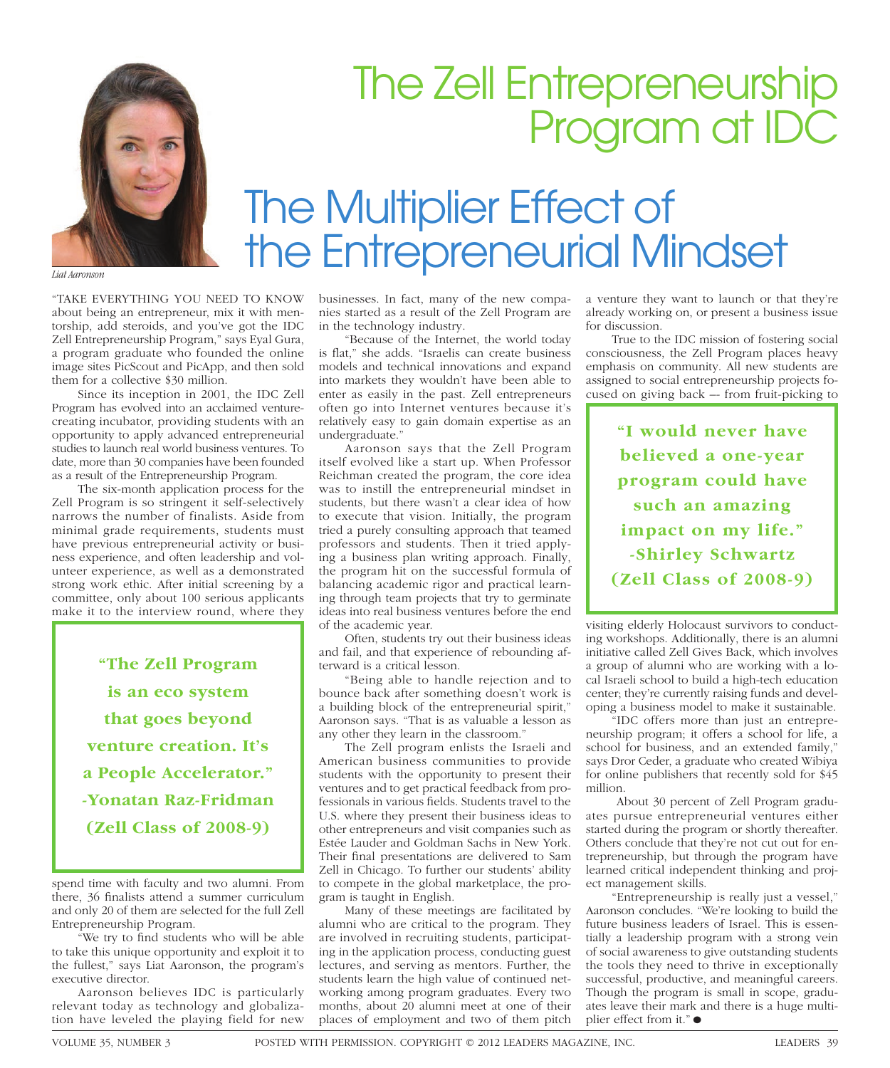# The Zell Entrepreneurship Program at IDC

## The Multiplier Effect of the Entrepreneurial Mindset

*Liat Aaronson*

"TAKE EVERYTHING YOU NEED TO KNOW about being an entrepreneur, mix it with mentorship, add steroids, and you've got the IDC Zell Entrepreneurship Program," says Eyal Gura, a program graduate who founded the online image sites PicScout and PicApp, and then sold them for a collective $30 million.

Since its inception in 2001, the IDC Zell Program has evolved into an acclaimed venture-creating incubator, providing students with an opportunity to apply advanced entrepreneurial studies to launch real world business ventures. To date, more than 30 companies have been founded as a result of the Entrepreneurship Program.

The six-month application process for the Zell Program is so stringent it self-selectively narrows the number of finalists. Aside from minimal grade requirements, students must have previous entrepreneurial activity or business experience, and often leadership and volunteer experience, as well as a demonstrated strong work ethic. After initial screening by a committee, only about 100 serious applicants make it to the interview round, where they spend time with faculty and two alumni. From there, 36 finalists attend a summer curriculum and only 20 of them are selected for the full Zell Entrepreneurship Program.

> **"The Zell Program is an eco system that goes beyond venture creation. It's a People Accelerator." -Yonatan Raz-Fridman (Zell Class of 2008-9)**

"We try to find students who will be able to take this unique opportunity and exploit it to the fullest," says Liat Aaronson, the program's executive director.

Aaronson believes IDC is particularly relevant today as technology and globalization have leveled the playing field for new businesses. In fact, many of the new companies started as a result of the Zell Program are in the technology industry.

"Because of the Internet, the world today is flat," she adds. "Israelis can create business models and technical innovations and expand into markets they wouldn't have been able to enter as easily in the past. Zell entrepreneurs often go into Internet ventures because it's relatively easy to gain domain expertise as an undergraduate."

Aaronson says that the Zell Program itself evolved like a start up. When Professor Reichman created the program, the core idea was to instill the entrepreneurial mindset in students, but there wasn't a clear idea of how to execute that vision. Initially, the program tried a purely consulting approach that teamed professors and students. Then it tried applying a business plan writing approach. Finally, the program hit on the successful formula of balancing academic rigor and practical learning through team projects that try to germinate ideas into real business ventures before the end of the academic year.

Often, students try out their business ideas and fail, and that experience of rebounding afterward is a critical lesson.

"Being able to handle rejection and to bounce back after something doesn't work is a building block of the entrepreneurial spirit," Aaronson says. "That is as valuable a lesson as any other they learn in the classroom."

The Zell program enlists the Israeli and American business communities to provide students with the opportunity to present their ventures and to get practical feedback from professionals in various fields. Students travel to the U.S. where they present their business ideas to other entrepreneurs and visit companies such as Estée Lauder and Goldman Sachs in New York. Their final presentations are delivered to Sam Zell in Chicago. To further our students' ability to compete in the global marketplace, the program is taught in English.

Many of these meetings are facilitated by alumni who are critical to the program. They are involved in recruiting students, participating in the application process, conducting guest lectures, and serving as mentors. Further, the students learn the high value of continued networking among program graduates. Every two months, about 20 alumni meet at one of their places of employment and two of them pitch a venture they want to launch or that they're already working on, or present a business issue for discussion.

True to the IDC mission of fostering social consciousness, the Zell Program places heavy emphasis on community. All new students are assigned to social entrepreneurship projects focused on giving back –- from fruit-picking to visiting elderly Holocaust survivors to conducting workshops. Additionally, there is an alumni initiative called Zell Gives Back, which involves a group of alumni who are working with a local Israeli school to build a high-tech education center; they're currently raising funds and developing a business model to make it sustainable.

> **"I would never have believed a one-year program could have such an amazing impact on my life." -Shirley Schwartz (Zell Class of 2008-9)**

"IDC offers more than just an entrepreneurship program; it offers a school for life, a school for business, and an extended family," says Dror Ceder, a graduate who created Wibiya for online publishers that recently sold for $45 million.

About 30 percent of Zell Program graduates pursue entrepreneurial ventures either started during the program or shortly thereafter. Others conclude that they're not cut out for entrepreneurship, but through the program have learned critical independent thinking and project management skills.

"Entrepreneurship is really just a vessel," Aaronson concludes. "We're looking to build the future business leaders of Israel. This is essentially a leadership program with a strong vein of social awareness to give outstanding students the tools they need to thrive in exceptionally successful, productive, and meaningful careers. Though the program is small in scope, graduates leave their mark and there is a huge multiplier effect from it." ●

POSTED WITH PERMISSION. COPYRIGHT © 2012 LEADERS MAGAZINE, INC.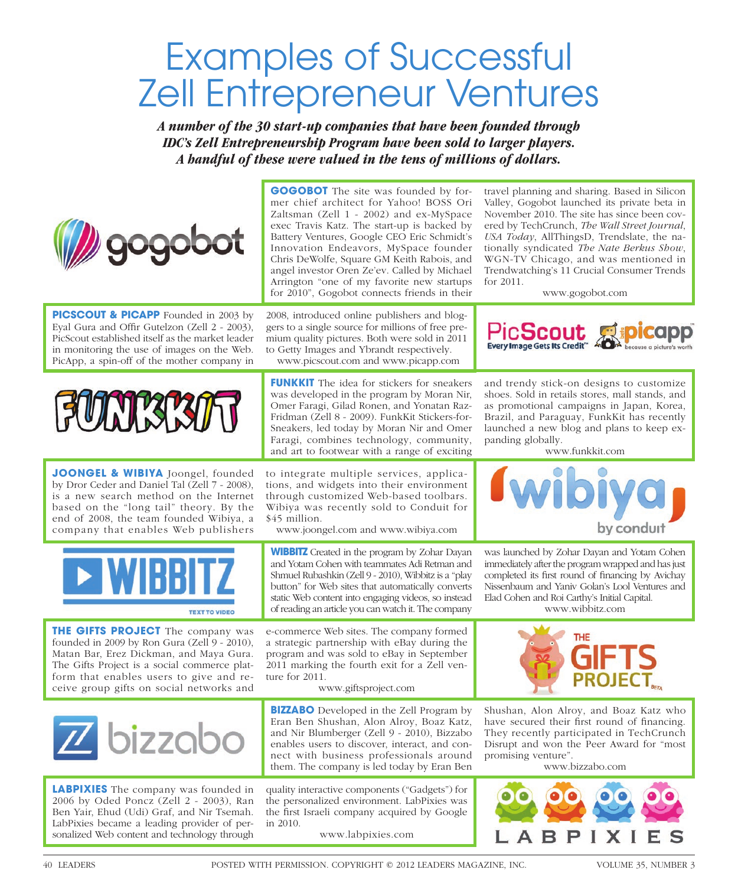# Examples of Successful Zell Entrepreneur Ventures

***A number of the 30 start-up companies that have been founded through IDC's Zell Entrepreneurship Program have been sold to larger players. A handful of these were valued in the tens of millions of dollars.***

**GOGOBOT** The site was founded by former chief architect for Yahoo! BOSS Ori Zaltsman (Zell 1 - 2002) and ex-MySpace exec Travis Katz. The start-up is backed by Battery Ventures, Google CEO Eric Schmidt's Innovation Endeavors, MySpace founder Chris DeWolfe, Square GM Keith Rabois, and angel investor Oren Ze'ev. Called by Michael Arrington "one of my favorite new startups for 2010", Gogobot connects friends in their travel planning and sharing. Based in Silicon Valley, Gogobot launched its private beta in November 2010. The site has since been covered by TechCrunch, *The Wall Street Journal*, *USA Today*, AllThingsD, Trendslate, the nationally syndicated *The Nate Berkus Show*, WGN-TV Chicago, and was mentioned in Trendwatching's 11 Crucial Consumer Trends for 2011.

www.gogobot.com

**PICSCOUT & PICAPP** Founded in 2003 by Eyal Gura and Offir Gutelzon (Zell 2 - 2003), PicScout established itself as the market leader in monitoring the use of images on the Web. PicApp, a spin-off of the mother company in 2008, introduced online publishers and bloggers to a single source for millions of free premium quality pictures. Both were sold in 2011 to Getty Images and Ybrandt respectively.

www.picscout.com and www.picapp.com

**FUNKKIT** The idea for stickers for sneakers was developed in the program by Moran Nir, Omer Faragi, Gilad Ronen, and Yonatan Raz-Fridman (Zell 8 - 2009). FunkKit Stickers-for-Sneakers, led today by Moran Nir and Omer Faragi, combines technology, community, and art to footwear with a range of exciting and trendy stick-on designs to customize shoes. Sold in retails stores, mall stands, and as promotional campaigns in Japan, Korea, Brazil, and Paraguay, FunkKit has recently launched a new blog and plans to keep expanding globally.

www.funkkit.com

**JOONGEL & WIBIYA** Joongel, founded by Dror Ceder and Daniel Tal (Zell 7 - 2008), is a new search method on the Internet based on the "long tail" theory. By the end of 2008, the team founded Wibiya, a company that enables Web publishers to integrate multiple services, applications, and widgets into their environment through customized Web-based toolbars. Wibiya was recently sold to Conduit for $45 million.

www.joongel.com and www.wibiya.com

**WIBBITZ** Created in the program by Zohar Dayan and Yotam Cohen with teammates Adi Retman and Shmuel Rubashkin (Zell 9 - 2010), Wibbitz is a "play button" for Web sites that automatically converts static Web content into engaging videos, so instead of reading an article you can watch it. The company was launched by Zohar Dayan and Yotam Cohen immediately after the program wrapped and has just completed its first round of financing by Avichay Nissenbaum and Yaniv Golan's Lool Ventures and Elad Cohen and Roi Carthy's Initial Capital.

www.wibbitz.com

**THE GIFTS PROJECT** The company was founded in 2009 by Ron Gura (Zell 9 - 2010), Matan Bar, Erez Dickman, and Maya Gura. The Gifts Project is a social commerce platform that enables users to give and receive group gifts on social networks and e-commerce Web sites. The company formed a strategic partnership with eBay during the program and was sold to eBay in September 2011 marking the fourth exit for a Zell venture for 2011.

www.giftsproject.com

**BIZZABO** Developed in the Zell Program by Eran Ben Shushan, Alon Alroy, Boaz Katz, and Nir Blumberger (Zell 9 - 2010), Bizzabo enables users to discover, interact, and connect with business professionals around them. The company is led today by Eran Ben Shushan, Alon Alroy, and Boaz Katz who have secured their first round of financing. They recently participated in TechCrunch Disrupt and won the Peer Award for "most promising venture".

www.bizzabo.com

**LABPIXIES** The company was founded in 2006 by Oded Poncz (Zell 2 - 2003), Ran Ben Yair, Ehud (Udi) Graf, and Nir Tsemah. LabPixies became a leading provider of personalized Web content and technology through quality interactive components ("Gadgets") for the personalized environment. LabPixies was the first Israeli company acquired by Google in 2010.

www.labpixies.com